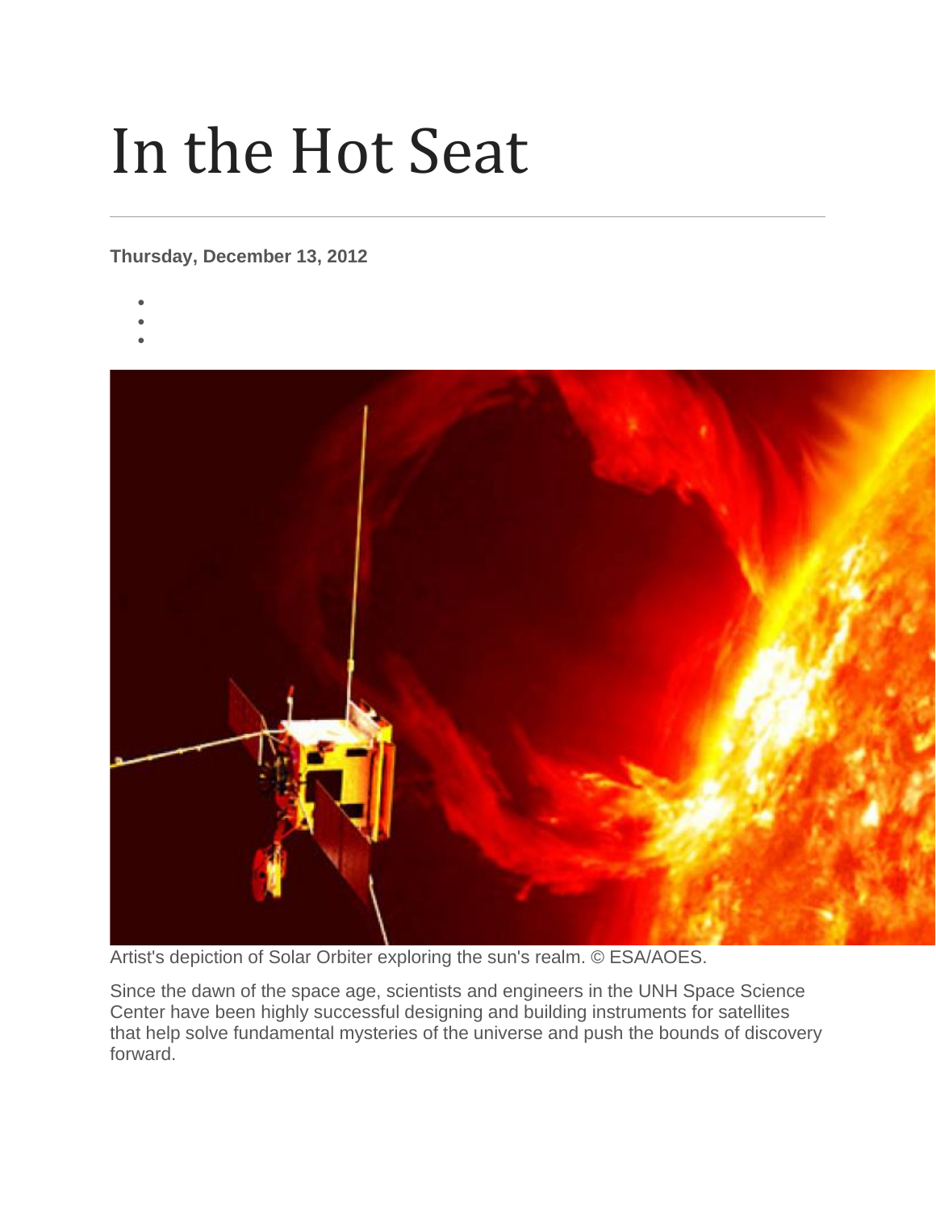# In the Hot Seat

**Thursday, December 13, 2012**

Artist's depiction of Solar Orbiter exploring the sun's realm. © ESA/AOES.

Since the dawn of the space age, scientists and engineers in the UNH Space Science Center have been highly successful designing and building instruments for satellites that help solve fundamental mysteries of the universe and push the bounds of discovery forward.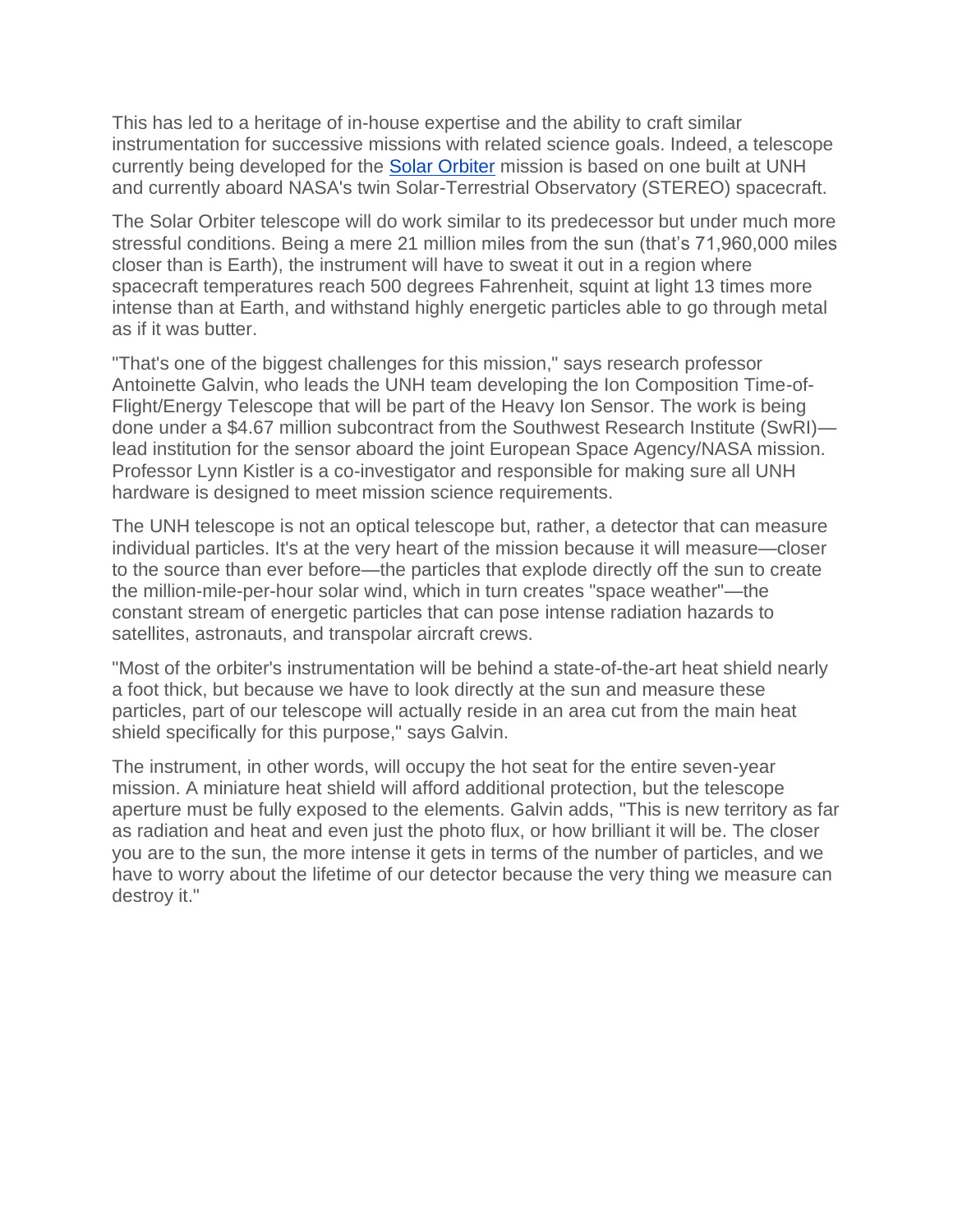This has led to a heritage of in-house expertise and the ability to craft similar instrumentation for successive missions with related science goals. Indeed, a telescope currently being developed for the Solar Orbiter mission is based on one built at UNH and currently aboard NASA's twin Solar-Terrestrial Observatory (STEREO) spacecraft.

The Solar Orbiter telescope will do work similar to its predecessor but under much more stressful conditions. Being a mere 21 million miles from the sun (that's 71,960,000 miles closer than is Earth), the instrument will have to sweat it out in a region where spacecraft temperatures reach 500 degrees Fahrenheit, squint at light 13 times more intense than at Earth, and withstand highly energetic particles able to go through metal as if it was butter.

"That's one of the biggest challenges for this mission," says research professor Antoinette Galvin, who leads the UNH team developing the Ion Composition Time-of-Flight/Energy Telescope that will be part of the Heavy Ion Sensor. The work is being done under a $4.67 million subcontract from the Southwest Research Institute (SwRI)—lead institution for the sensor aboard the joint European Space Agency/NASA mission. Professor Lynn Kistler is a co-investigator and responsible for making sure all UNH hardware is designed to meet mission science requirements.

The UNH telescope is not an optical telescope but, rather, a detector that can measure individual particles. It's at the very heart of the mission because it will measure—closer to the source than ever before—the particles that explode directly off the sun to create the million-mile-per-hour solar wind, which in turn creates "space weather"—the constant stream of energetic particles that can pose intense radiation hazards to satellites, astronauts, and transpolar aircraft crews.

"Most of the orbiter's instrumentation will be behind a state-of-the-art heat shield nearly a foot thick, but because we have to look directly at the sun and measure these particles, part of our telescope will actually reside in an area cut from the main heat shield specifically for this purpose," says Galvin.

The instrument, in other words, will occupy the hot seat for the entire seven-year mission. A miniature heat shield will afford additional protection, but the telescope aperture must be fully exposed to the elements. Galvin adds, "This is new territory as far as radiation and heat and even just the photo flux, or how brilliant it will be. The closer you are to the sun, the more intense it gets in terms of the number of particles, and we have to worry about the lifetime of our detector because the very thing we measure can destroy it."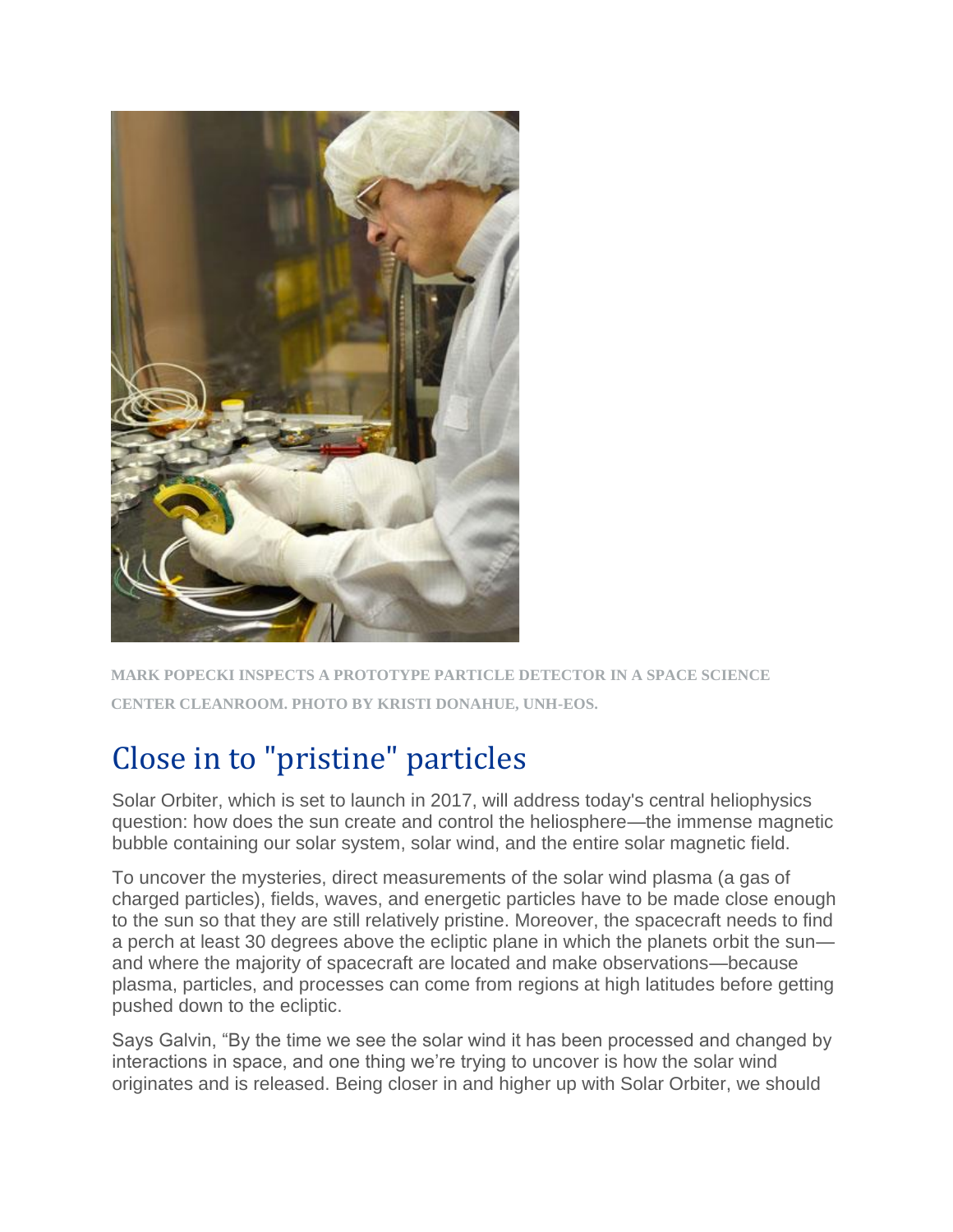MARK POPECKI INSPECTS A PROTOTYPE PARTICLE DETECTOR IN A SPACE SCIENCE CENTER CLEANROOM. PHOTO BY KRISTI DONAHUE, UNH-EOS.

## Close in to "pristine" particles

Solar Orbiter, which is set to launch in 2017, will address today's central heliophysics question: how does the sun create and control the heliosphere—the immense magnetic bubble containing our solar system, solar wind, and the entire solar magnetic field.

To uncover the mysteries, direct measurements of the solar wind plasma (a gas of charged particles), fields, waves, and energetic particles have to be made close enough to the sun so that they are still relatively pristine. Moreover, the spacecraft needs to find a perch at least 30 degrees above the ecliptic plane in which the planets orbit the sun—and where the majority of spacecraft are located and make observations—because plasma, particles, and processes can come from regions at high latitudes before getting pushed down to the ecliptic.

Says Galvin, "By the time we see the solar wind it has been processed and changed by interactions in space, and one thing we're trying to uncover is how the solar wind originates and is released. Being closer in and higher up with Solar Orbiter, we should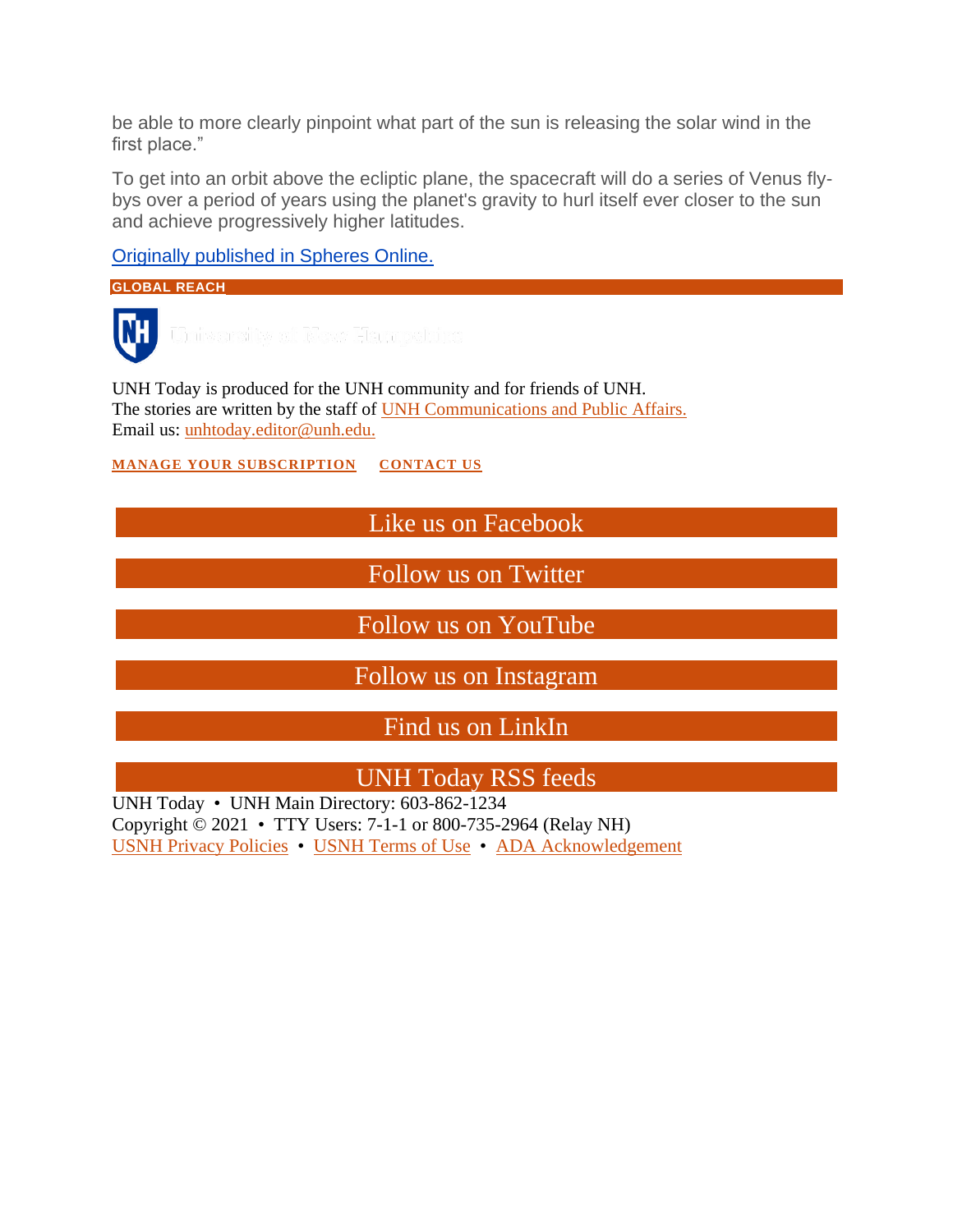be able to more clearly pinpoint what part of the sun is releasing the solar wind in the first place."

To get into an orbit above the ecliptic plane, the spacecraft will do a series of Venus fly-bys over a period of years using the planet's gravity to hurl itself ever closer to the sun and achieve progressively higher latitudes.

Originally published in Spheres Online.

**GLOBAL REACH**

UNH Today is produced for the UNH community and for friends of UNH.
The stories are written by the staff of UNH Communications and Public Affairs.
Email us: unhtoday.editor@unh.edu.

**MANAGE YOUR SUBSCRIPTION**    **CONTACT US**

Like us on Facebook

Follow us on Twitter

Follow us on YouTube

Follow us on Instagram

Find us on LinkIn

UNH Today RSS feeds

UNH Today • UNH Main Directory: 603-862-1234
Copyright © 2021 • TTY Users: 7-1-1 or 800-735-2964 (Relay NH)
USNH Privacy Policies • USNH Terms of Use • ADA Acknowledgement